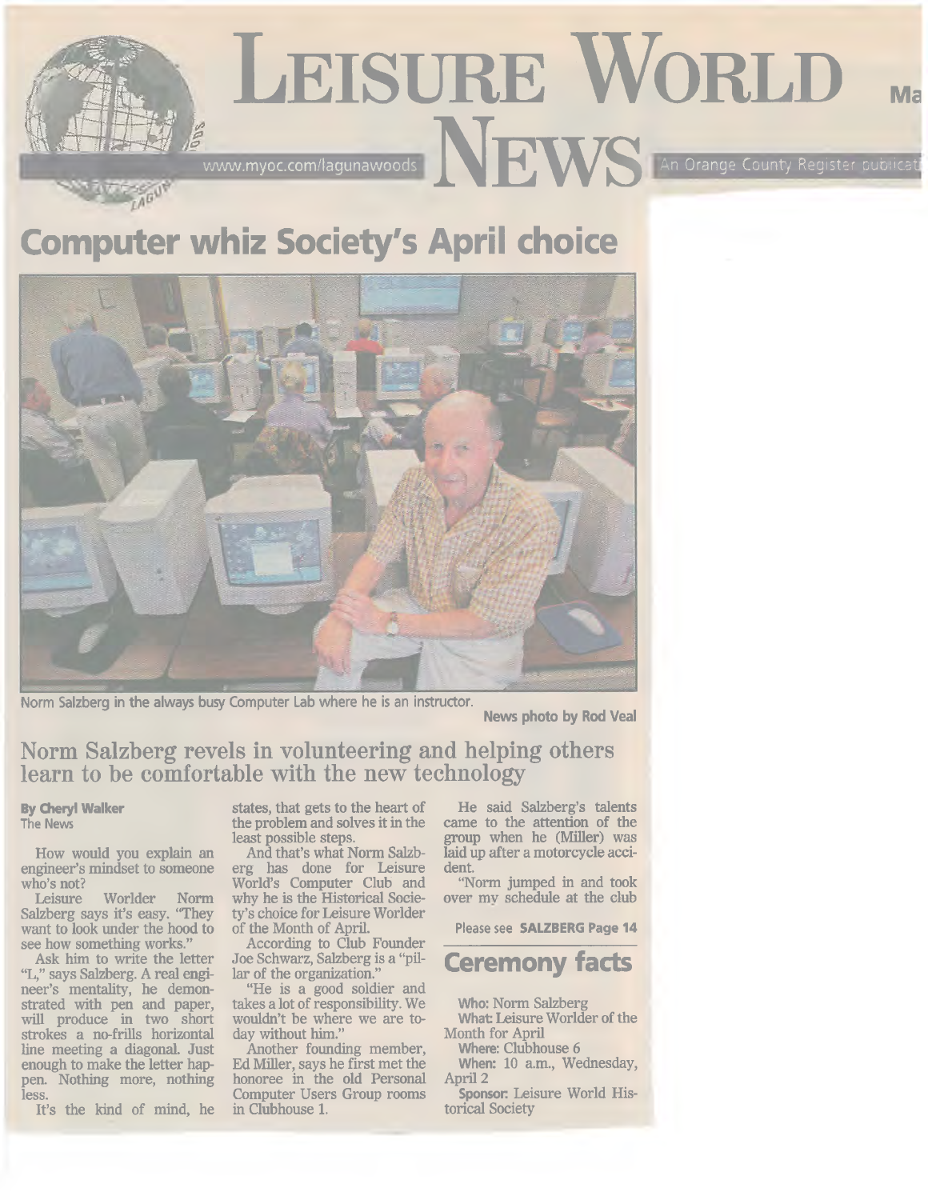# Leisure World News

www.myoc.com/lagunawoods

An Orange County Register publicati

## Computer whiz Society's April choice

Norm Salzberg in the always busy Computer Lab where he is an instructor.

**News photo by Rod Veal**

### Norm Salzberg revels in volunteering and helping others learn to be comfortable with the new technology

**By Cheryl Walker**
The News

How would you explain an engineer's mindset to someone who's not?

Leisure Worlder Norm Salzberg says it's easy. "They want to look under the hood to see how something works."

Ask him to write the letter "L," says Salzberg. A real engineer's mentality, he demonstrated with pen and paper, will produce in two short strokes a no-frills horizontal line meeting a diagonal. Just enough to make the letter happen. Nothing more, nothing less.

It's the kind of mind, he states, that gets to the heart of the problem and solves it in the least possible steps.

And that's what Norm Salzberg has done for Leisure World's Computer Club and why he is the Historical Society's choice for Leisure Worlder of the Month of April.

According to Club Founder Joe Schwarz, Salzberg is a "pillar of the organization."

"He is a good soldier and takes a lot of responsibility. We wouldn't be where we are today without him."

Another founding member, Ed Miller, says he first met the honoree in the old Personal Computer Users Group rooms in Clubhouse 1.

He said Salzberg's talents came to the attention of the group when he (Miller) was laid up after a motorcycle accident.

"Norm jumped in and took over my schedule at the club

Please see **SALZBERG Page 14**

## Ceremony facts

**Who:** Norm Salzberg

**What:** Leisure Worlder of the Month for April

**Where:** Clubhouse 6

**When:** 10 a.m., Wednesday, April 2

**Sponsor:** Leisure World Historical Society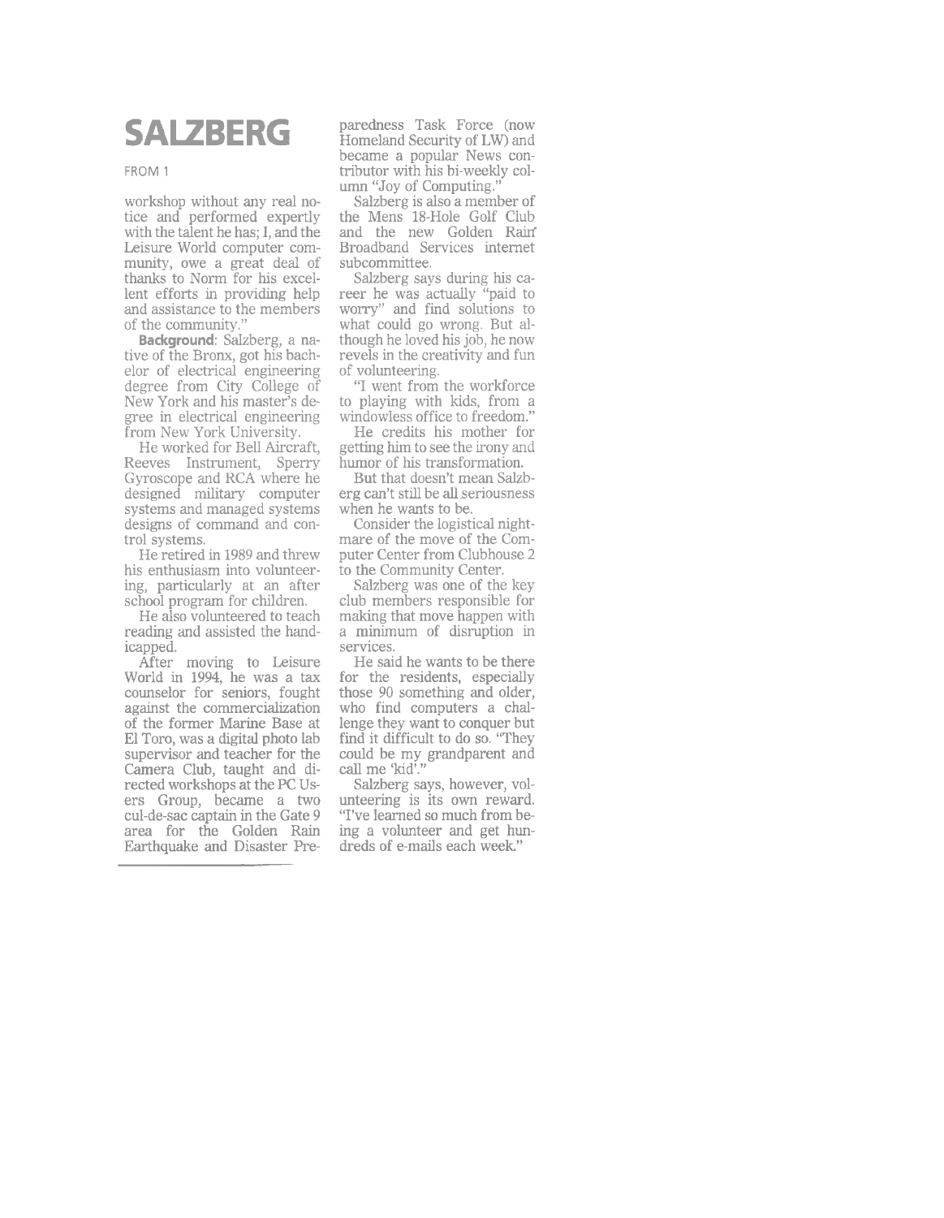# SALZBERG

FROM 1

workshop without any real notice and performed expertly with the talent he has; I, and the Leisure World computer community, owe a great deal of thanks to Norm for his excellent efforts in providing help and assistance to the members of the community."

**Background**: Salzberg, a native of the Bronx, got his bachelor of electrical engineering degree from City College of New York and his master's degree in electrical engineering from New York University.

He worked for Bell Aircraft, Reeves Instrument, Sperry Gyroscope and RCA where he designed military computer systems and managed systems designs of command and control systems.

He retired in 1989 and threw his enthusiasm into volunteering, particularly at an after school program for children.

He also volunteered to teach reading and assisted the handicapped.

After moving to Leisure World in 1994, he was a tax counselor for seniors, fought against the commercialization of the former Marine Base at El Toro, was a digital photo lab supervisor and teacher for the Camera Club, taught and directed workshops at the PC Users Group, became a two cul-de-sac captain in the Gate 9 area for the Golden Rain Earthquake and Disaster Preparedness Task Force (now Homeland Security of LW) and became a popular News contributor with his bi-weekly column "Joy of Computing."

Salzberg is also a member of the Mens 18-Hole Golf Club and the new Golden Rain Broadband Services internet subcommittee.

Salzberg says during his career he was actually "paid to worry" and find solutions to what could go wrong. But although he loved his job, he now revels in the creativity and fun of volunteering.

"I went from the workforce to playing with kids, from a windowless office to freedom."

He credits his mother for getting him to see the irony and humor of his transformation.

But that doesn't mean Salzberg can't still be all seriousness when he wants to be.

Consider the logistical nightmare of the move of the Computer Center from Clubhouse 2 to the Community Center.

Salzberg was one of the key club members responsible for making that move happen with a minimum of disruption in services.

He said he wants to be there for the residents, especially those 90 something and older, who find computers a challenge they want to conquer but find it difficult to do so. "They could be my grandparent and call me 'kid'."

Salzberg says, however, volunteering is its own reward. "I've learned so much from being a volunteer and get hundreds of e-mails each week."